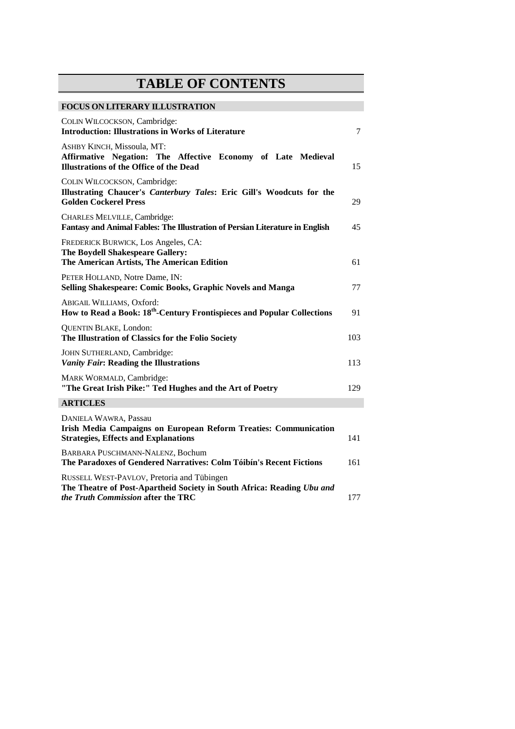# TABLE OF CONTENTS

## FOCUS ON LITERARY ILLUSTRATION

COLIN WILCOCKSON, Cambridge:
**Introduction: Illustrations in Works of Literature** 7

ASHBY KINCH, Missoula, MT:
**Affirmative Negation: The Affective Economy of Late Medieval Illustrations of the Office of the Dead** 15

COLIN WILCOCKSON, Cambridge:
**Illustrating Chaucer's *Canterbury Tales*: Eric Gill's Woodcuts for the Golden Cockerel Press** 29

CHARLES MELVILLE, Cambridge:
**Fantasy and Animal Fables: The Illustration of Persian Literature in English** 45

FREDERICK BURWICK, Los Angeles, CA:
**The Boydell Shakespeare Gallery: The American Artists, The American Edition** 61

PETER HOLLAND, Notre Dame, IN:
**Selling Shakespeare: Comic Books, Graphic Novels and Manga** 77

ABIGAIL WILLIAMS, Oxford:
**How to Read a Book: 18th-Century Frontispieces and Popular Collections** 91

QUENTIN BLAKE, London:
**The Illustration of Classics for the Folio Society** 103

JOHN SUTHERLAND, Cambridge:
***Vanity Fair*: Reading the Illustrations** 113

MARK WORMALD, Cambridge:
**"The Great Irish Pike:" Ted Hughes and the Art of Poetry** 129

## ARTICLES

DANIELA WAWRA, Passau
**Irish Media Campaigns on European Reform Treaties: Communication Strategies, Effects and Explanations** 141

BARBARA PUSCHMANN-NALENZ, Bochum
**The Paradoxes of Gendered Narratives: Colm Tóibín's Recent Fictions** 161

RUSSELL WEST-PAVLOV, Pretoria and Tübingen
**The Theatre of Post-Apartheid Society in South Africa: Reading *Ubu and the Truth Commission* after the TRC** 177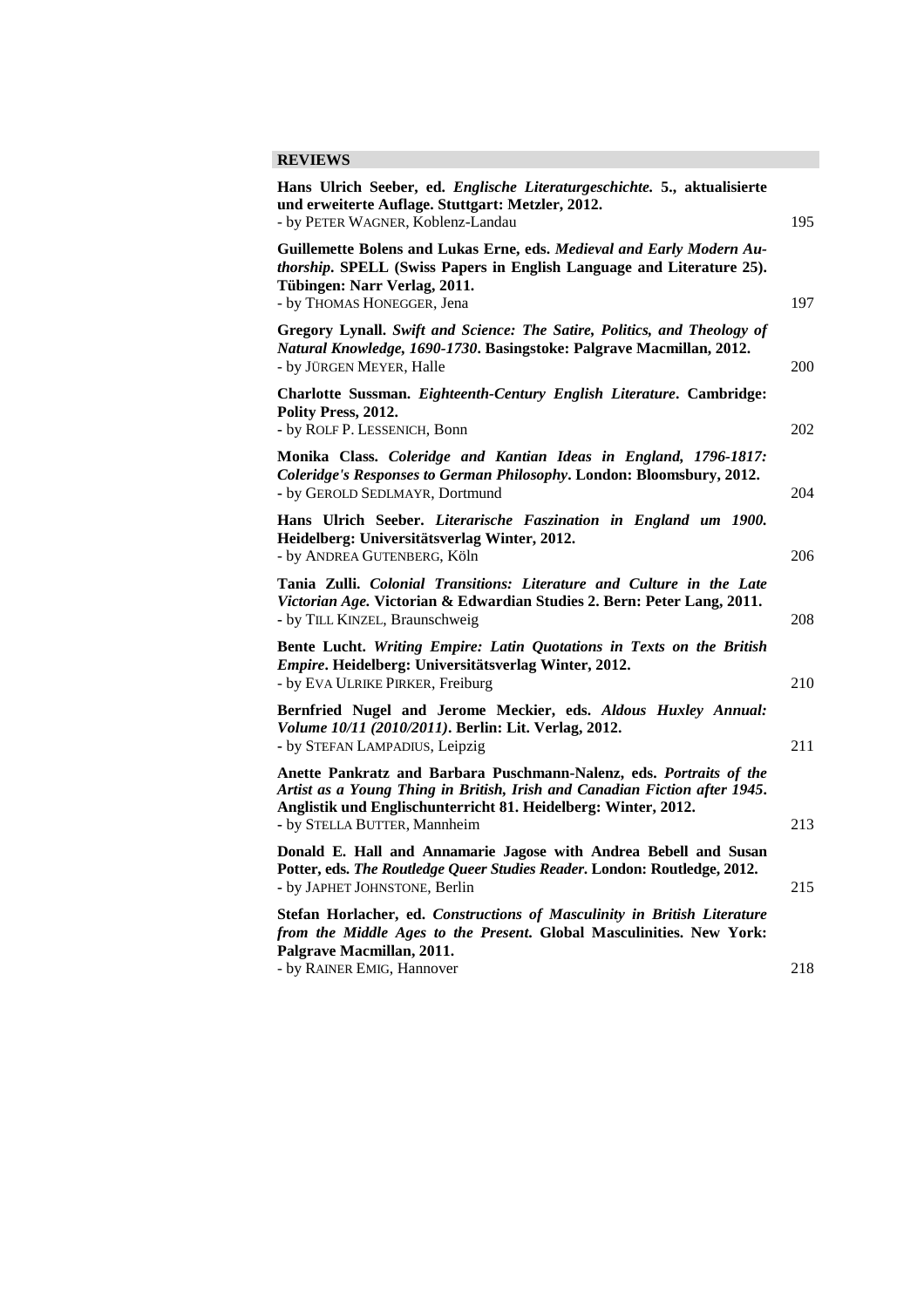## REVIEWS

**Hans Ulrich Seeber, ed.** ***Englische Literaturgeschichte.*** **5., aktualisierte und erweiterte Auflage. Stuttgart: Metzler, 2012.**
- by PETER WAGNER, Koblenz-Landau — 195

**Guillemette Bolens and Lukas Erne, eds.** ***Medieval and Early Modern Authorship*****. SPELL (Swiss Papers in English Language and Literature 25). Tübingen: Narr Verlag, 2011.**
- by THOMAS HONEGGER, Jena — 197

**Gregory Lynall.** ***Swift and Science: The Satire, Politics, and Theology of Natural Knowledge, 1690-1730*****. Basingstoke: Palgrave Macmillan, 2012.**
- by JÜRGEN MEYER, Halle — 200

**Charlotte Sussman.** ***Eighteenth-Century English Literature*****. Cambridge: Polity Press, 2012.**
- by ROLF P. LESSENICH, Bonn — 202

**Monika Class.** ***Coleridge and Kantian Ideas in England, 1796-1817: Coleridge's Responses to German Philosophy*****. London: Bloomsbury, 2012.**
- by GEROLD SEDLMAYR, Dortmund — 204

**Hans Ulrich Seeber.** ***Literarische Faszination in England um 1900.*** **Heidelberg: Universitätsverlag Winter, 2012.**
- by ANDREA GUTENBERG, Köln — 206

**Tania Zulli.** ***Colonial Transitions: Literature and Culture in the Late Victorian Age.*** **Victorian & Edwardian Studies 2. Bern: Peter Lang, 2011.**
- by TILL KINZEL, Braunschweig — 208

**Bente Lucht.** ***Writing Empire: Latin Quotations in Texts on the British Empire*****. Heidelberg: Universitätsverlag Winter, 2012.**
- by EVA ULRIKE PIRKER, Freiburg — 210

**Bernfried Nugel and Jerome Meckier, eds.** ***Aldous Huxley Annual: Volume 10/11 (2010/2011)*****. Berlin: Lit. Verlag, 2012.**
- by STEFAN LAMPADIUS, Leipzig — 211

**Anette Pankratz and Barbara Puschmann-Nalenz, eds.** ***Portraits of the Artist as a Young Thing in British, Irish and Canadian Fiction after 1945*****. Anglistik und Englischunterricht 81. Heidelberg: Winter, 2012.**
- by STELLA BUTTER, Mannheim — 213

**Donald E. Hall and Annamarie Jagose with Andrea Bebell and Susan Potter, eds.** ***The Routledge Queer Studies Reader.*** **London: Routledge, 2012.**
- by JAPHET JOHNSTONE, Berlin — 215

**Stefan Horlacher, ed.** ***Constructions of Masculinity in British Literature from the Middle Ages to the Present.*** **Global Masculinities. New York: Palgrave Macmillan, 2011.**
- by RAINER EMIG, Hannover — 218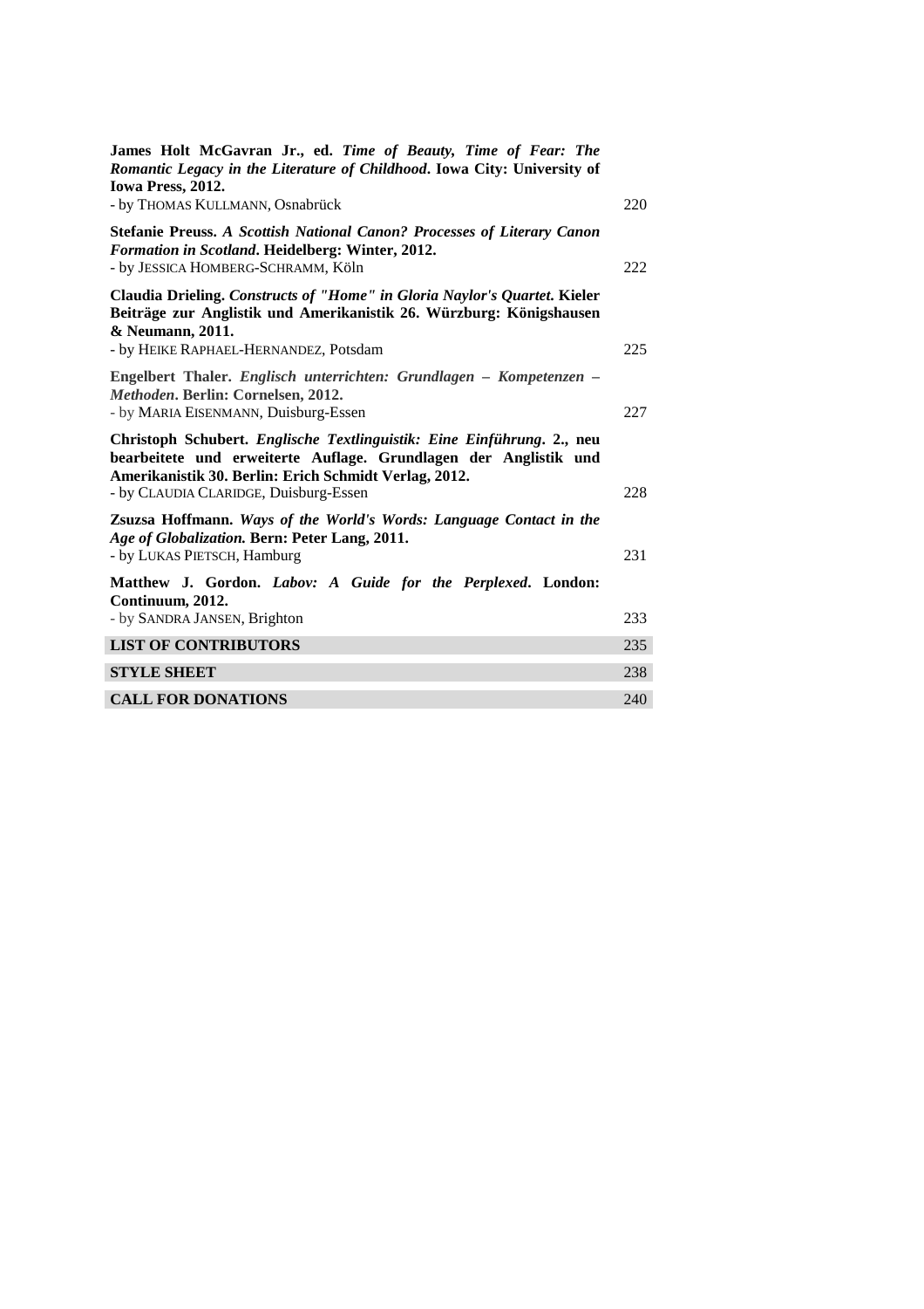**James Holt McGavran Jr., ed.** ***Time of Beauty, Time of Fear: The Romantic Legacy in the Literature of Childhood*****. Iowa City: University of Iowa Press, 2012.**
- by THOMAS KULLMANN, Osnabrück 220

**Stefanie Preuss.** ***A Scottish National Canon? Processes of Literary Canon Formation in Scotland*****. Heidelberg: Winter, 2012.**
- by JESSICA HOMBERG-SCHRAMM, Köln 222

**Claudia Drieling.** ***Constructs of "Home" in Gloria Naylor's Quartet*****. Kieler Beiträge zur Anglistik und Amerikanistik 26. Würzburg: Königshausen & Neumann, 2011.**
- by HEIKE RAPHAEL-HERNANDEZ, Potsdam 225

**Engelbert Thaler.** ***Englisch unterrichten: Grundlagen – Kompetenzen – Methoden*****. Berlin: Cornelsen, 2012.**
- by MARIA EISENMANN, Duisburg-Essen 227

**Christoph Schubert.** ***Englische Textlinguistik: Eine Einführung*****. 2., neu bearbeitete und erweiterte Auflage. Grundlagen der Anglistik und Amerikanistik 30. Berlin: Erich Schmidt Verlag, 2012.**
- by CLAUDIA CLARIDGE, Duisburg-Essen 228

**Zsuzsa Hoffmann.** ***Ways of the World's Words: Language Contact in the Age of Globalization.*** **Bern: Peter Lang, 2011.**
- by LUKAS PIETSCH, Hamburg 231

**Matthew J. Gordon.** ***Labov: A Guide for the Perplexed*****. London: Continuum, 2012.**
- by SANDRA JANSEN, Brighton 233

**LIST OF CONTRIBUTORS** 235

**STYLE SHEET** 238

**CALL FOR DONATIONS** 240